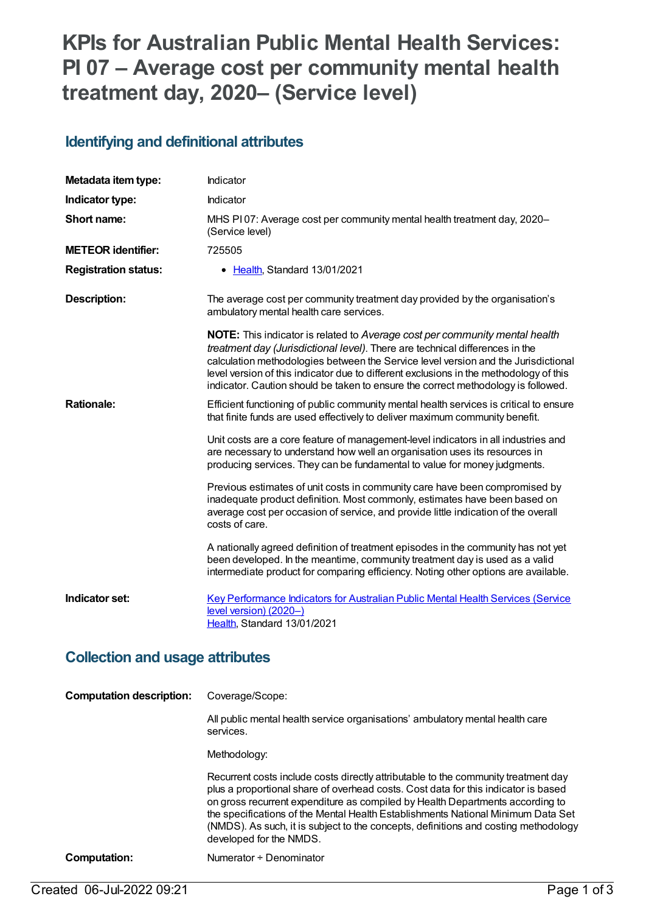# KPIs for Australian Public Mental Health Services: PI 07 – Average cost per community mental health treatment day, 2020– (Service level)

## Identifying and definitional attributes

| | |
|---|---|
| **Metadata item type:** | Indicator |
| **Indicator type:** | Indicator |
| **Short name:** | MHS PI 07: Average cost per community mental health treatment day, 2020– (Service level) |
| **METEOR identifier:** | 725505 |
| **Registration status:** | • Health, Standard 13/01/2021 |
| **Description:** | The average cost per community treatment day provided by the organisation's ambulatory mental health care services.<br><br>**NOTE:** This indicator is related to *Average cost per community mental health treatment day (Jurisdictional level)*. There are technical differences in the calculation methodologies between the Service level version and the Jurisdictional level version of this indicator due to different exclusions in the methodology of this indicator. Caution should be taken to ensure the correct methodology is followed. |
| **Rationale:** | Efficient functioning of public community mental health services is critical to ensure that finite funds are used effectively to deliver maximum community benefit.<br><br>Unit costs are a core feature of management-level indicators in all industries and are necessary to understand how well an organisation uses its resources in producing services. They can be fundamental to value for money judgments.<br><br>Previous estimates of unit costs in community care have been compromised by inadequate product definition. Most commonly, estimates have been based on average cost per occasion of service, and provide little indication of the overall costs of care.<br><br>A nationally agreed definition of treatment episodes in the community has not yet been developed. In the meantime, community treatment day is used as a valid intermediate product for comparing efficiency. Noting other options are available. |
| **Indicator set:** | Key Performance Indicators for Australian Public Mental Health Services (Service level version) (2020–)<br>Health, Standard 13/01/2021 |

## Collection and usage attributes

| | |
|---|---|
| **Computation description:** | Coverage/Scope:<br><br>All public mental health service organisations' ambulatory mental health care services.<br><br>Methodology:<br><br>Recurrent costs include costs directly attributable to the community treatment day plus a proportional share of overhead costs. Cost data for this indicator is based on gross recurrent expenditure as compiled by Health Departments according to the specifications of the Mental Health Establishments National Minimum Data Set (NMDS). As such, it is subject to the concepts, definitions and costing methodology developed for the NMDS. |
| **Computation:** | Numerator ÷ Denominator |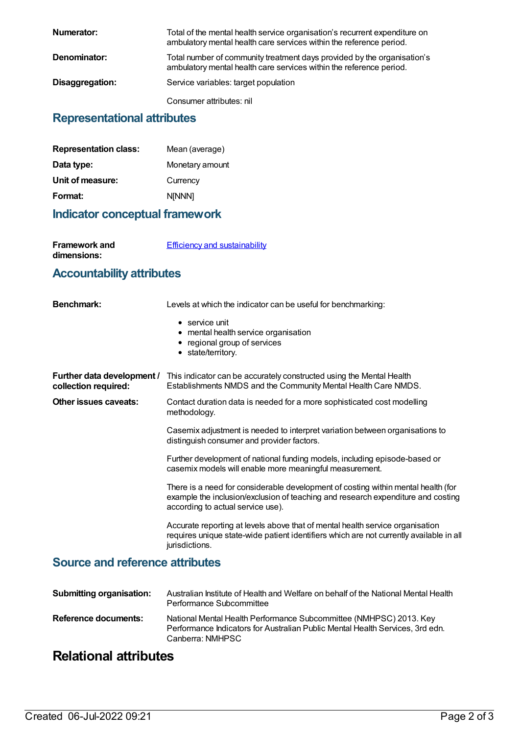**Numerator:** Total of the mental health service organisation's recurrent expenditure on ambulatory mental health care services within the reference period.

**Denominator:** Total number of community treatment days provided by the organisation's ambulatory mental health care services within the reference period.

**Disaggregation:** Service variables: target population

Consumer attributes: nil

## Representational attributes

**Representation class:** Mean (average)

**Data type:** Monetary amount

**Unit of measure:** Currency

**Format:** N[NNN]

## Indicator conceptual framework

**Framework and dimensions:** Efficiency and sustainability

## Accountability attributes

**Benchmark:** Levels at which the indicator can be useful for benchmarking:

- service unit
- mental health service organisation
- regional group of services
- state/territory.

**Further data development / collection required:** This indicator can be accurately constructed using the Mental Health Establishments NMDS and the Community Mental Health Care NMDS.

**Other issues caveats:** Contact duration data is needed for a more sophisticated cost modelling methodology.

Casemix adjustment is needed to interpret variation between organisations to distinguish consumer and provider factors.

Further development of national funding models, including episode-based or casemix models will enable more meaningful measurement.

There is a need for considerable development of costing within mental health (for example the inclusion/exclusion of teaching and research expenditure and costing according to actual service use).

Accurate reporting at levels above that of mental health service organisation requires unique state-wide patient identifiers which are not currently available in all jurisdictions.

## Source and reference attributes

**Submitting organisation:** Australian Institute of Health and Welfare on behalf of the National Mental Health Performance Subcommittee

**Reference documents:** National Mental Health Performance Subcommittee (NMHPSC) 2013. Key Performance Indicators for Australian Public Mental Health Services, 3rd edn. Canberra: NMHPSC

# Relational attributes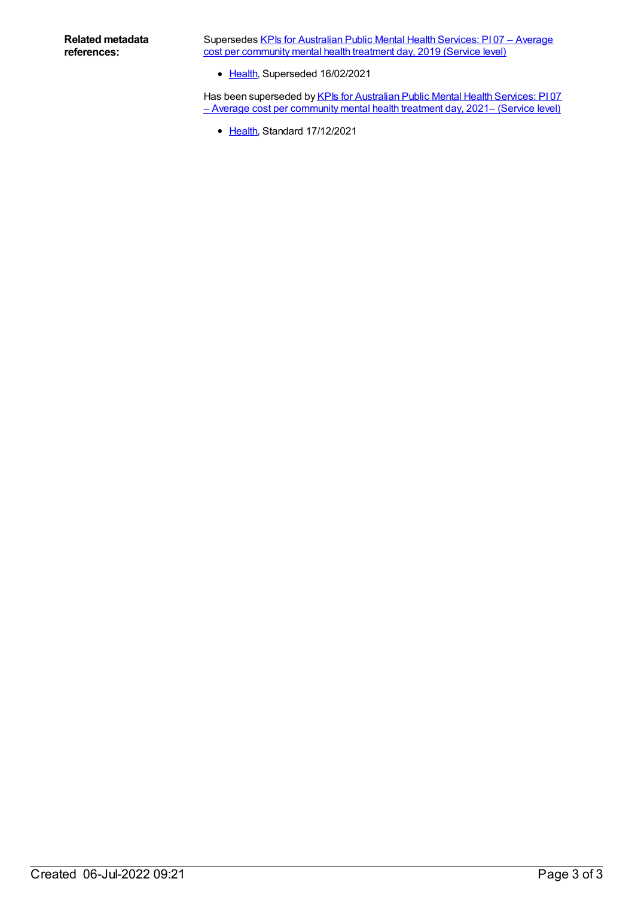**Related metadata references:**

Supersedes KPIs for Australian Public Mental Health Services: PI 07 – Average cost per community mental health treatment day, 2019 (Service level)

- Health, Superseded 16/02/2021

Has been superseded by KPIs for Australian Public Mental Health Services: PI 07 – Average cost per community mental health treatment day, 2021– (Service level)

- Health, Standard 17/12/2021